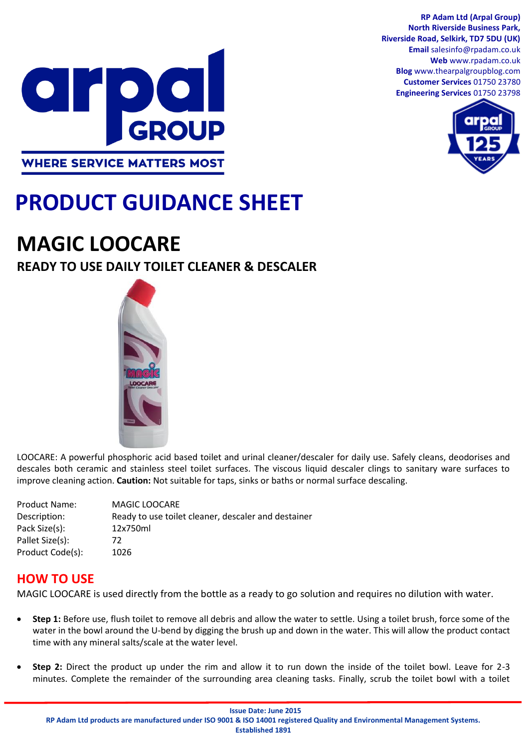RP Adam Ltd (Arpal Group)
North Riverside Business Park,
Riverside Road, Selkirk, TD7 5DU (UK)
**Email** salesinfo@rpadam.co.uk
**Web** www.rpadam.co.uk
**Blog** www.thearpalgroupblog.com
**Customer Services** 01750 23780
**Engineering Services** 01750 23798

arpal GROUP
WHERE SERVICE MATTERS MOST

# PRODUCT GUIDANCE SHEET

## MAGIC LOOCARE

### READY TO USE DAILY TOILET CLEANER & DESCALER

LOOCARE: A powerful phosphoric acid based toilet and urinal cleaner/descaler for daily use. Safely cleans, deodorises and descales both ceramic and stainless steel toilet surfaces. The viscous liquid descaler clings to sanitary ware surfaces to improve cleaning action. **Caution:** Not suitable for taps, sinks or baths or normal surface descaling.

| | |
|---|---|
| Product Name: | MAGIC LOOCARE |
| Description: | Ready to use toilet cleaner, descaler and destainer |
| Pack Size(s): | 12x750ml |
| Pallet Size(s): | 72 |
| Product Code(s): | 1026 |

## HOW TO USE

MAGIC LOOCARE is used directly from the bottle as a ready to go solution and requires no dilution with water.

- **Step 1:** Before use, flush toilet to remove all debris and allow the water to settle. Using a toilet brush, force some of the water in the bowl around the U-bend by digging the brush up and down in the water. This will allow the product contact time with any mineral salts/scale at the water level.
- **Step 2:** Direct the product up under the rim and allow it to run down the inside of the toilet bowl. Leave for 2-3 minutes. Complete the remainder of the surrounding area cleaning tasks. Finally, scrub the toilet bowl with a toilet

Issue Date: June 2015
RP Adam Ltd products are manufactured under ISO 9001 & ISO 14001 registered Quality and Environmental Management Systems.
Established 1891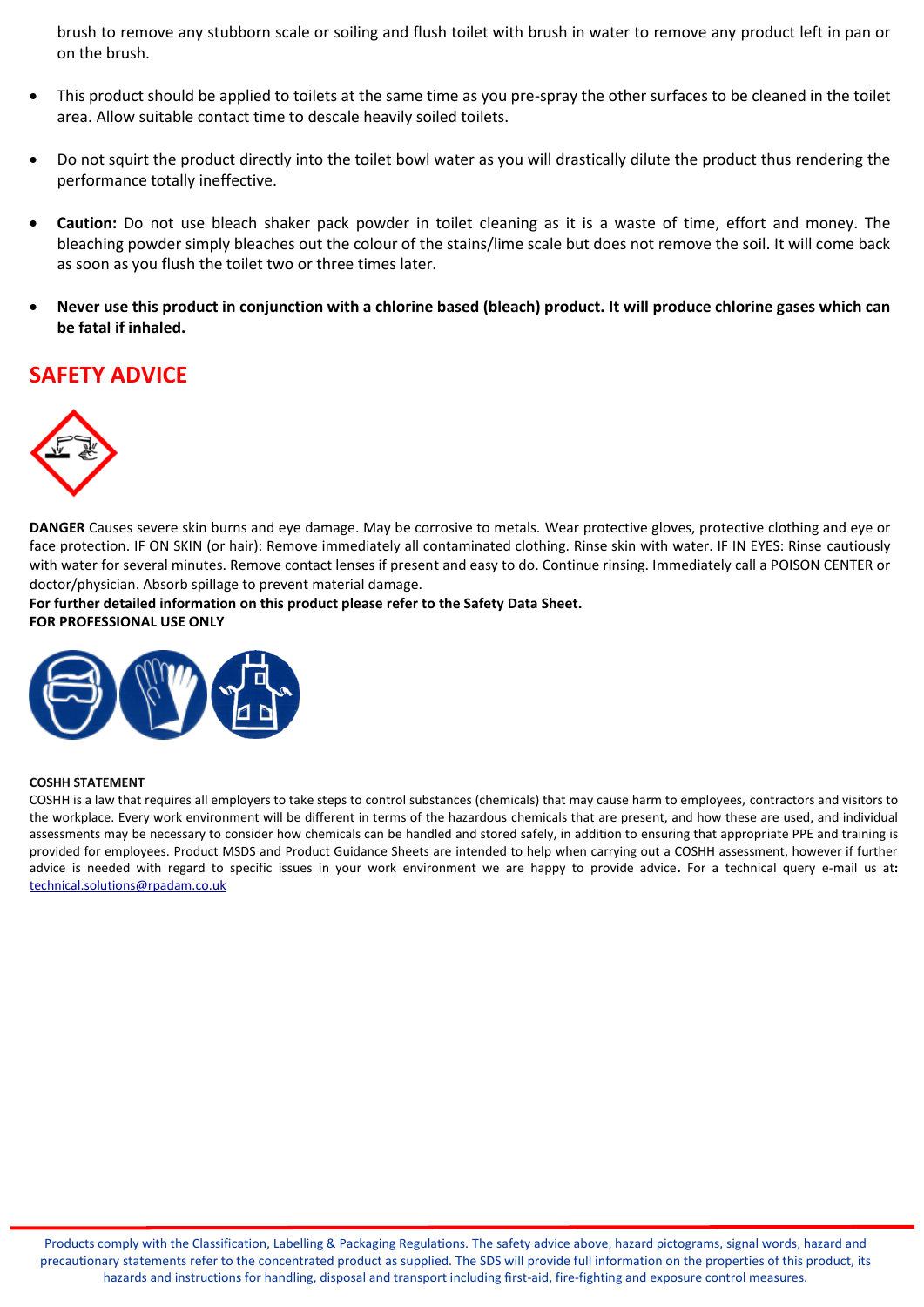brush to remove any stubborn scale or soiling and flush toilet with brush in water to remove any product left in pan or on the brush.

- This product should be applied to toilets at the same time as you pre-spray the other surfaces to be cleaned in the toilet area. Allow suitable contact time to descale heavily soiled toilets.
- Do not squirt the product directly into the toilet bowl water as you will drastically dilute the product thus rendering the performance totally ineffective.
- **Caution:** Do not use bleach shaker pack powder in toilet cleaning as it is a waste of time, effort and money. The bleaching powder simply bleaches out the colour of the stains/lime scale but does not remove the soil. It will come back as soon as you flush the toilet two or three times later.
- **Never use this product in conjunction with a chlorine based (bleach) product. It will produce chlorine gases which can be fatal if inhaled.**

## SAFETY ADVICE

**DANGER** Causes severe skin burns and eye damage. May be corrosive to metals. Wear protective gloves, protective clothing and eye or face protection. IF ON SKIN (or hair): Remove immediately all contaminated clothing. Rinse skin with water. IF IN EYES: Rinse cautiously with water for several minutes. Remove contact lenses if present and easy to do. Continue rinsing. Immediately call a POISON CENTER or doctor/physician. Absorb spillage to prevent material damage.

**For further detailed information on this product please refer to the Safety Data Sheet.**
**FOR PROFESSIONAL USE ONLY**

**COSHH STATEMENT**

COSHH is a law that requires all employers to take steps to control substances (chemicals) that may cause harm to employees, contractors and visitors to the workplace. Every work environment will be different in terms of the hazardous chemicals that are present, and how these are used, and individual assessments may be necessary to consider how chemicals can be handled and stored safely, in addition to ensuring that appropriate PPE and training is provided for employees. Product MSDS and Product Guidance Sheets are intended to help when carrying out a COSHH assessment, however if further advice is needed with regard to specific issues in your work environment we are happy to provide advice. For a technical query e-mail us at: technical.solutions@rpadam.co.uk

Products comply with the Classification, Labelling & Packaging Regulations. The safety advice above, hazard pictograms, signal words, hazard and precautionary statements refer to the concentrated product as supplied. The SDS will provide full information on the properties of this product, its hazards and instructions for handling, disposal and transport including first-aid, fire-fighting and exposure control measures.